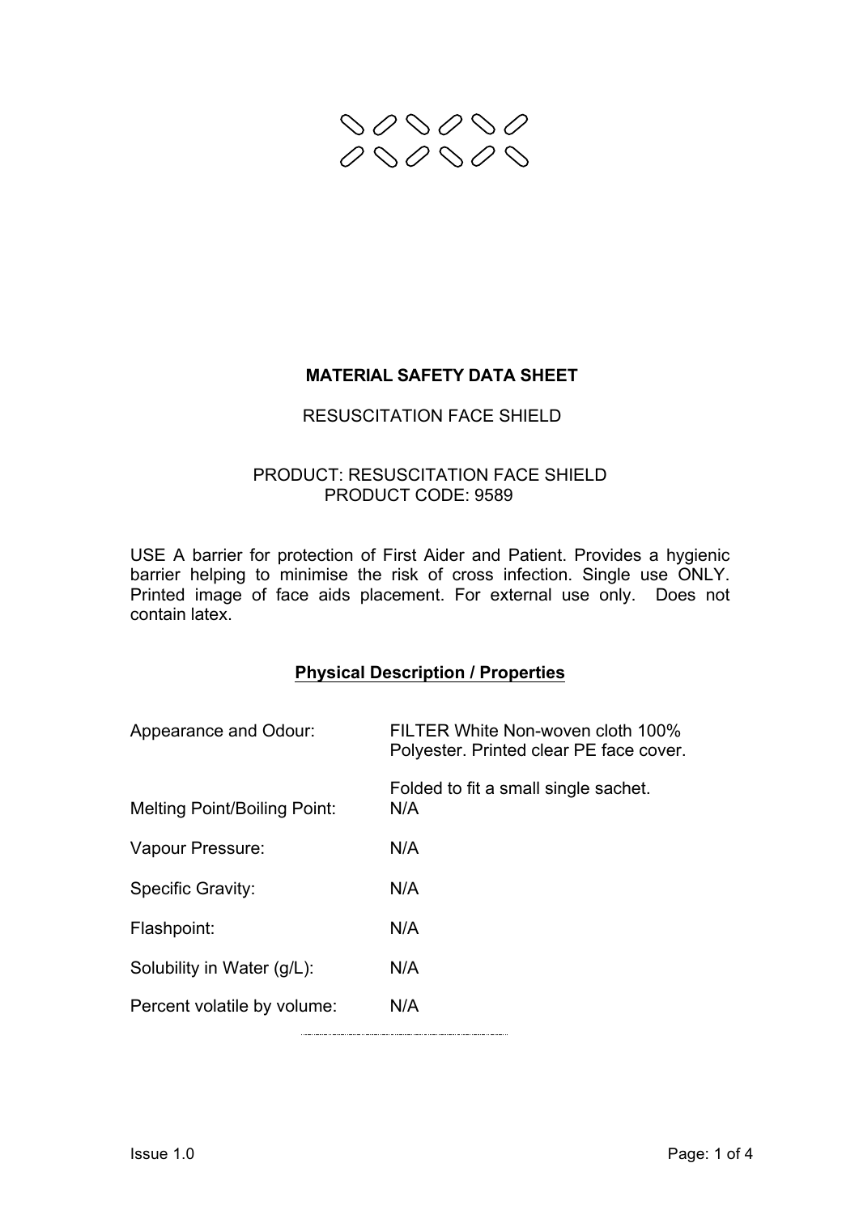**MATERIAL SAFETY DATA SHEET**

RESUSCITATION FACE SHIELD

PRODUCT: RESUSCITATION FACE SHIELD
PRODUCT CODE: 9589

USE A barrier for protection of First Aider and Patient. Provides a hygienic barrier helping to minimise the risk of cross infection. Single use ONLY. Printed image of face aids placement. For external use only. Does not contain latex.

## Physical Description / Properties

| | |
|---|---|
| Appearance and Odour: | FILTER White Non-woven cloth 100% Polyester. Printed clear PE face cover. Folded to fit a small single sachet. |
| Melting Point/Boiling Point: | N/A |
| Vapour Pressure: | N/A |
| Specific Gravity: | N/A |
| Flashpoint: | N/A |
| Solubility in Water (g/L): | N/A |
| Percent volatile by volume: | N/A |

Issue 1.0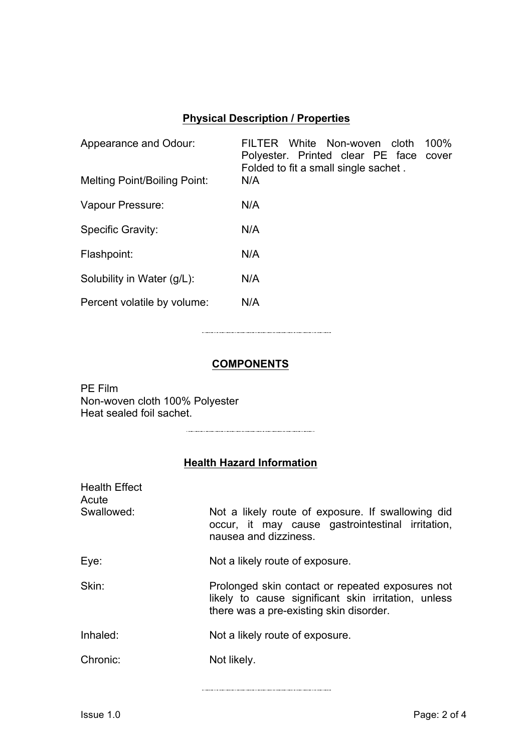## Physical Description / Properties

| | |
|---|---|
| Appearance and Odour: | FILTER White Non-woven cloth 100% Polyester. Printed clear PE face cover Folded to fit a small single sachet . |
| Melting Point/Boiling Point: | N/A |
| Vapour Pressure: | N/A |
| Specific Gravity: | N/A |
| Flashpoint: | N/A |
| Solubility in Water (g/L): | N/A |
| Percent volatile by volume: | N/A |

---

## COMPONENTS

PE Film
Non-woven cloth 100% Polyester
Heat sealed foil sachet.

---

## Health Hazard Information

Health Effect
Acute

| | |
|---|---|
| Swallowed: | Not a likely route of exposure. If swallowing did occur, it may cause gastrointestinal irritation, nausea and dizziness. |
| Eye: | Not a likely route of exposure. |
| Skin: | Prolonged skin contact or repeated exposures not likely to cause significant skin irritation, unless there was a pre-existing skin disorder. |
| Inhaled: | Not a likely route of exposure. |
| Chronic: | Not likely. |

---

Issue 1.0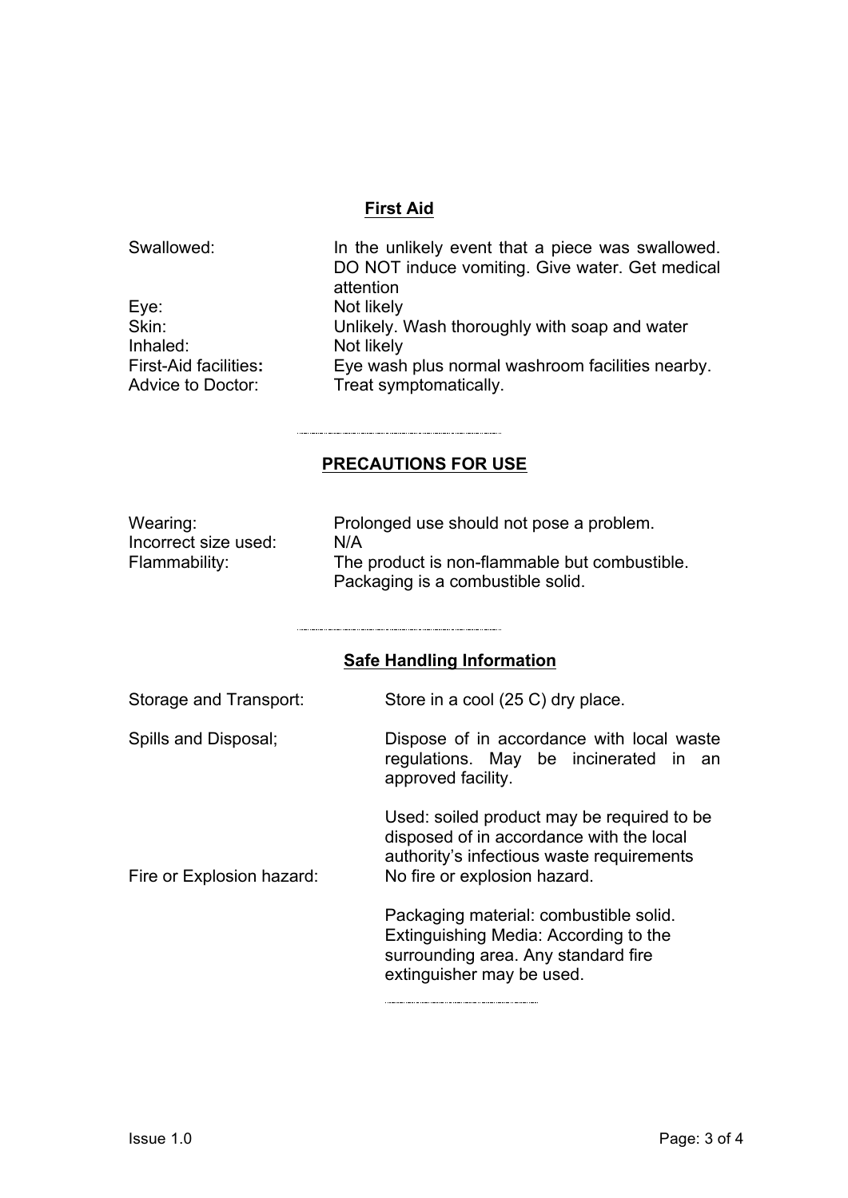## First Aid

| | |
|---|---|
| Swallowed: | In the unlikely event that a piece was swallowed. DO NOT induce vomiting. Give water. Get medical attention |
| Eye: | Not likely |
| Skin: | Unlikely. Wash thoroughly with soap and water |
| Inhaled: | Not likely |
| First-Aid facilities**:** | Eye wash plus normal washroom facilities nearby. |
| Advice to Doctor: | Treat symptomatically. |

---

## PRECAUTIONS FOR USE

| | |
|---|---|
| Wearing: | Prolonged use should not pose a problem. |
| Incorrect size used: | N/A |
| Flammability: | The product is non-flammable but combustible. Packaging is a combustible solid. |

---

## Safe Handling Information

| | |
|---|---|
| Storage and Transport: | Store in a cool (25 C) dry place. |
| Spills and Disposal; | Dispose of in accordance with local waste regulations. May be incinerated in an approved facility.<br><br>Used: soiled product may be required to be disposed of in accordance with the local authority's infectious waste requirements |
| Fire or Explosion hazard: | No fire or explosion hazard.<br><br>Packaging material: combustible solid. Extinguishing Media: According to the surrounding area. Any standard fire extinguisher may be used. |

---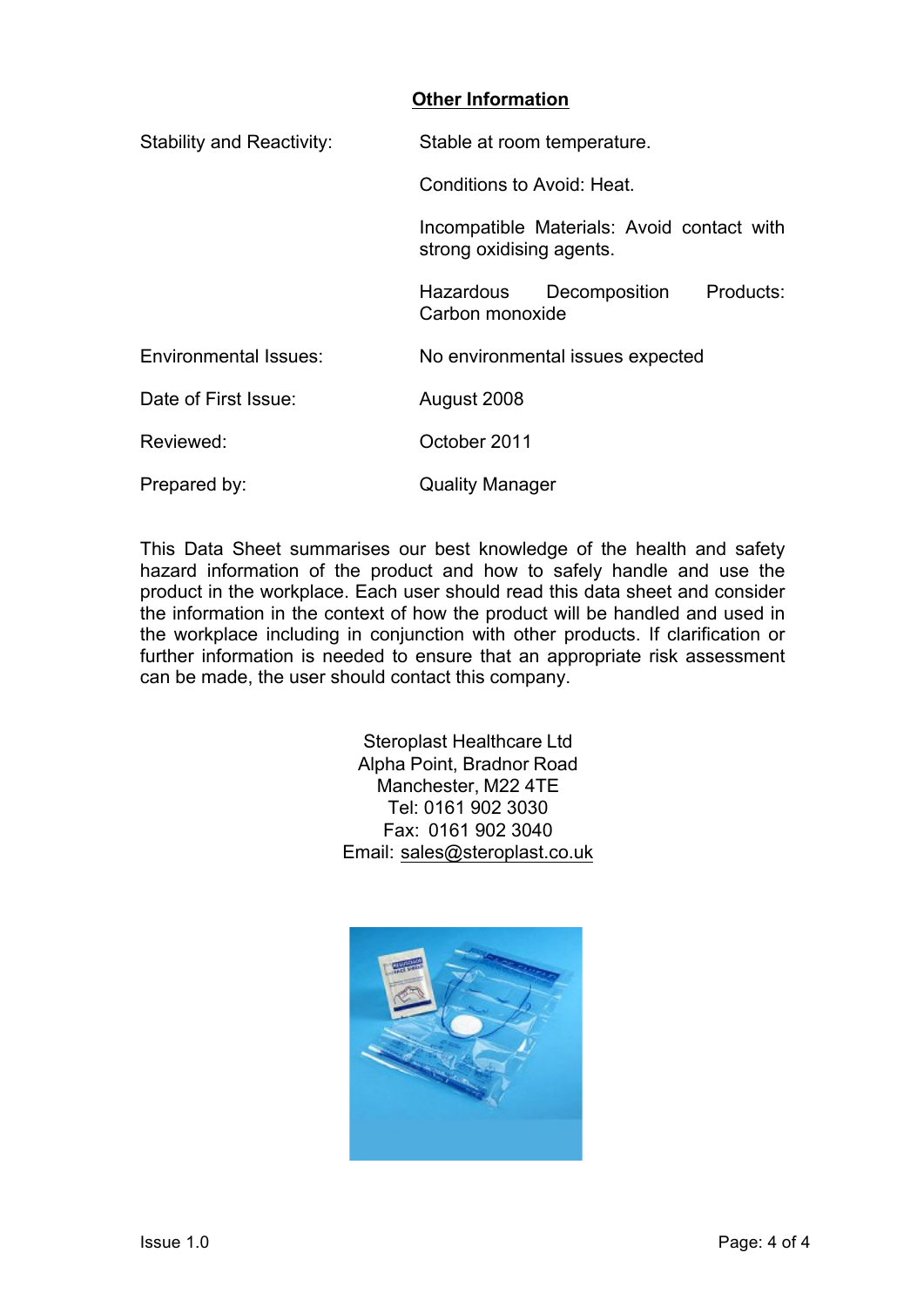## Other Information

| | |
|---|---|
| Stability and Reactivity: | Stable at room temperature. |
| | Conditions to Avoid: Heat. |
| | Incompatible Materials: Avoid contact with strong oxidising agents. |
| | Hazardous Decomposition Products: Carbon monoxide |
| Environmental Issues: | No environmental issues expected |
| Date of First Issue: | August 2008 |
| Reviewed: | October 2011 |
| Prepared by: | Quality Manager |

This Data Sheet summarises our best knowledge of the health and safety hazard information of the product and how to safely handle and use the product in the workplace. Each user should read this data sheet and consider the information in the context of how the product will be handled and used in the workplace including in conjunction with other products. If clarification or further information is needed to ensure that an appropriate risk assessment can be made, the user should contact this company.

Steroplast Healthcare Ltd
Alpha Point, Bradnor Road
Manchester, M22 4TE
Tel: 0161 902 3030
Fax: 0161 902 3040
Email: sales@steroplast.co.uk

Issue 1.0